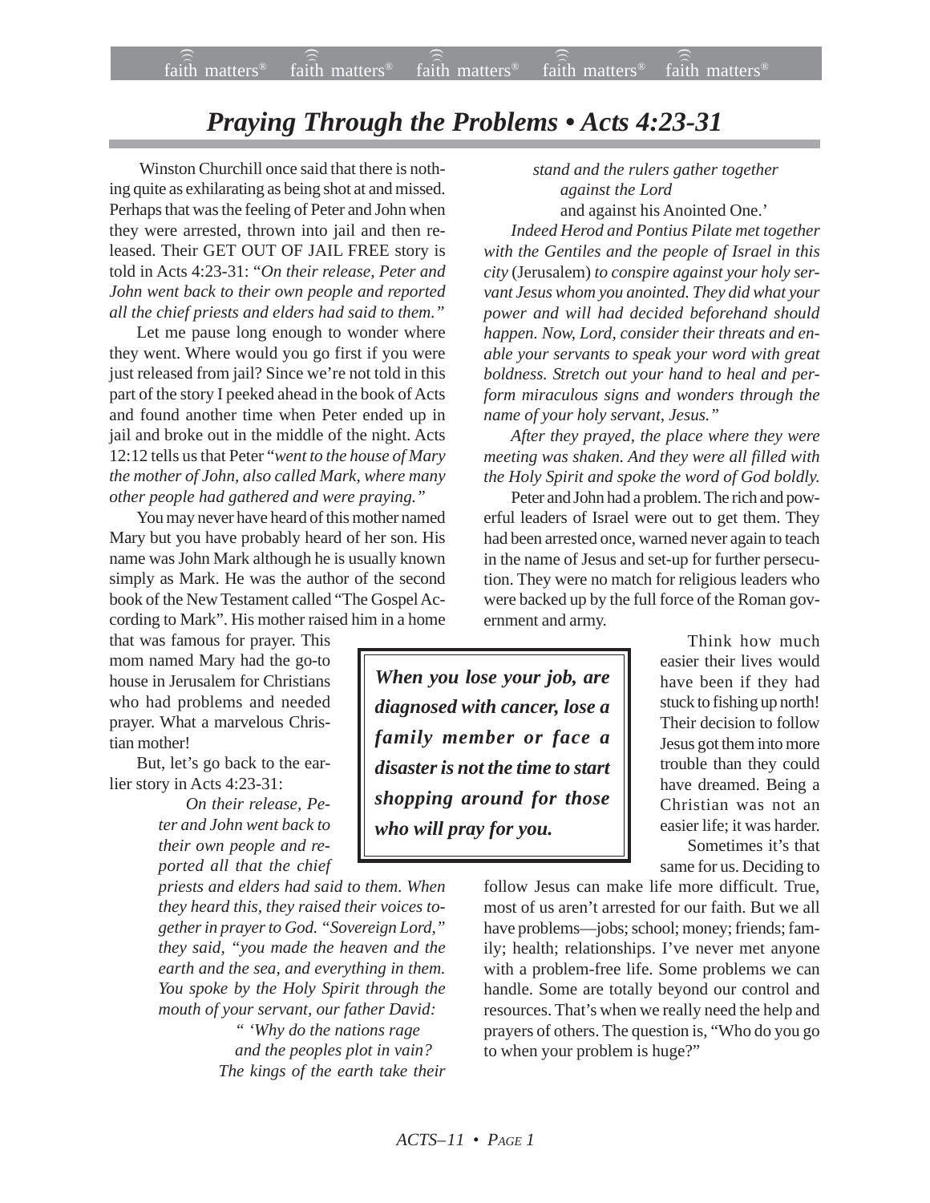# *Praying Through the Problems • Acts 4:23-31*

Winston Churchill once said that there is nothing quite as exhilarating as being shot at and missed. Perhaps that was the feeling of Peter and John when they were arrested, thrown into jail and then released. Their GET OUT OF JAIL FREE story is told in Acts 4:23-31: "*On their release, Peter and John went back to their own people and reported all the chief priests and elders had said to them."*

Let me pause long enough to wonder where they went. Where would you go first if you were just released from jail? Since we're not told in this part of the story I peeked ahead in the book of Acts and found another time when Peter ended up in jail and broke out in the middle of the night. Acts 12:12 tells us that Peter "*went to the house of Mary the mother of John, also called Mark, where many other people had gathered and were praying."*

You may never have heard of this mother named Mary but you have probably heard of her son. His name was John Mark although he is usually known simply as Mark. He was the author of the second book of the New Testament called "The Gospel According to Mark". His mother raised him in a home that was famous for prayer. This mom named Mary had the go-to house in Jerusalem for Christians who had problems and needed prayer. What a marvelous Christian mother!

But, let's go back to the earlier story in Acts 4:23-31:

> *On their release, Peter and John went back to their own people and reported all that the chief priests and elders had said to them. When they heard this, they raised their voices together in prayer to God. "Sovereign Lord," they said, "you made the heaven and the earth and the sea, and everything in them. You spoke by the Holy Spirit through the mouth of your servant, our father David:*
>
> *" 'Why do the nations rage*
> *and the peoples plot in vain?*
> *The kings of the earth take their stand and the rulers gather together*
> *against the Lord*
> and against his Anointed One.'
>
> *Indeed Herod and Pontius Pilate met together with the Gentiles and the people of Israel in this city* (Jerusalem) *to conspire against your holy servant Jesus whom you anointed. They did what your power and will had decided beforehand should happen. Now, Lord, consider their threats and enable your servants to speak your word with great boldness. Stretch out your hand to heal and perform miraculous signs and wonders through the name of your holy servant, Jesus."*
>
> *After they prayed, the place where they were meeting was shaken. And they were all filled with the Holy Spirit and spoke the word of God boldly.*

Peter and John had a problem. The rich and powerful leaders of Israel were out to get them. They had been arrested once, warned never again to teach in the name of Jesus and set-up for further persecution. They were no match for religious leaders who were backed up by the full force of the Roman government and army.

> ***When you lose your job, are diagnosed with cancer, lose a family member or face a disaster is not the time to start shopping around for those who will pray for you.***

Think how much easier their lives would have been if they had stuck to fishing up north! Their decision to follow Jesus got them into more trouble than they could have dreamed. Being a Christian was not an easier life; it was harder.

Sometimes it's that same for us. Deciding to follow Jesus can make life more difficult. True, most of us aren't arrested for our faith. But we all have problems—jobs; school; money; friends; family; health; relationships. I've never met anyone with a problem-free life. Some problems we can handle. Some are totally beyond our control and resources. That's when we really need the help and prayers of others. The question is, "Who do you go to when your problem is huge?"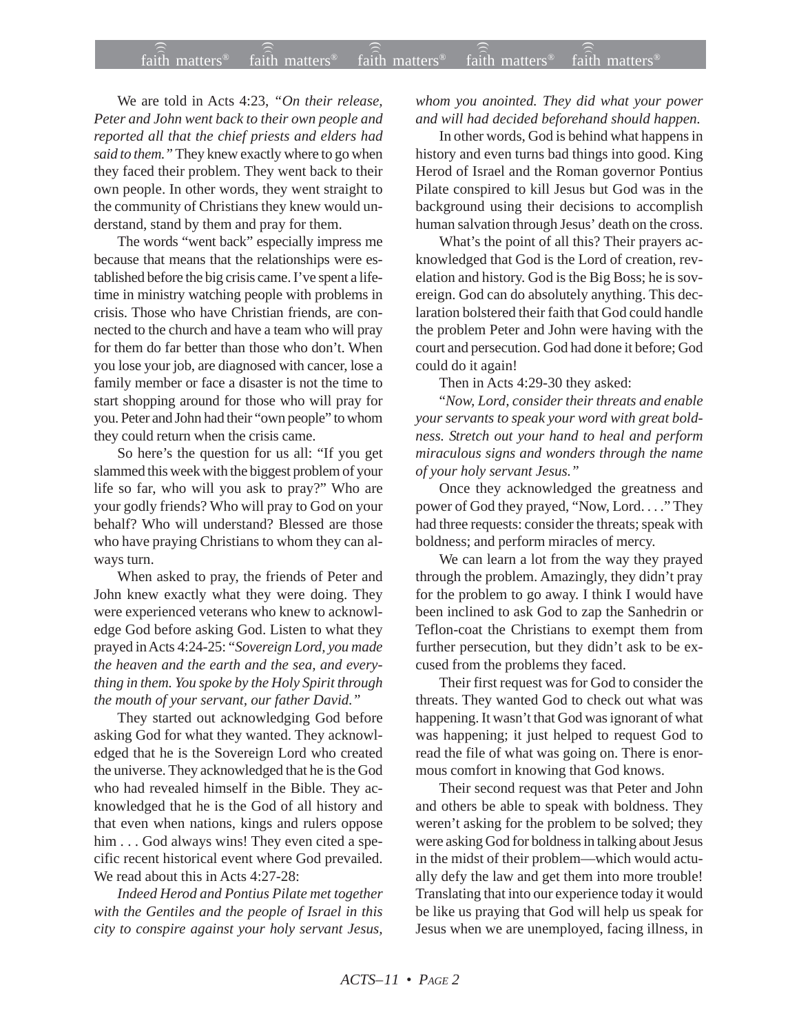We are told in Acts 4:23, *"On their release, Peter and John went back to their own people and reported all that the chief priests and elders had said to them."* They knew exactly where to go when they faced their problem. They went back to their own people. In other words, they went straight to the community of Christians they knew would understand, stand by them and pray for them.

The words "went back" especially impress me because that means that the relationships were established before the big crisis came. I've spent a lifetime in ministry watching people with problems in crisis. Those who have Christian friends, are connected to the church and have a team who will pray for them do far better than those who don't. When you lose your job, are diagnosed with cancer, lose a family member or face a disaster is not the time to start shopping around for those who will pray for you. Peter and John had their "own people" to whom they could return when the crisis came.

So here's the question for us all: "If you get slammed this week with the biggest problem of your life so far, who will you ask to pray?" Who are your godly friends? Who will pray to God on your behalf? Who will understand? Blessed are those who have praying Christians to whom they can always turn.

When asked to pray, the friends of Peter and John knew exactly what they were doing. They were experienced veterans who knew to acknowledge God before asking God. Listen to what they prayed in Acts 4:24-25: "*Sovereign Lord, you made the heaven and the earth and the sea, and everything in them. You spoke by the Holy Spirit through the mouth of your servant, our father David.*"

They started out acknowledging God before asking God for what they wanted. They acknowledged that he is the Sovereign Lord who created the universe. They acknowledged that he is the God who had revealed himself in the Bible. They acknowledged that he is the God of all history and that even when nations, kings and rulers oppose him . . . God always wins! They even cited a specific recent historical event where God prevailed. We read about this in Acts 4:27-28:

*Indeed Herod and Pontius Pilate met together with the Gentiles and the people of Israel in this city to conspire against your holy servant Jesus, whom you anointed. They did what your power and will had decided beforehand should happen.*

In other words, God is behind what happens in history and even turns bad things into good. King Herod of Israel and the Roman governor Pontius Pilate conspired to kill Jesus but God was in the background using their decisions to accomplish human salvation through Jesus' death on the cross.

What's the point of all this? Their prayers acknowledged that God is the Lord of creation, revelation and history. God is the Big Boss; he is sovereign. God can do absolutely anything. This declaration bolstered their faith that God could handle the problem Peter and John were having with the court and persecution. God had done it before; God could do it again!

Then in Acts 4:29-30 they asked:

"*Now, Lord, consider their threats and enable your servants to speak your word with great boldness. Stretch out your hand to heal and perform miraculous signs and wonders through the name of your holy servant Jesus.*"

Once they acknowledged the greatness and power of God they prayed, "Now, Lord. . . ." They had three requests: consider the threats; speak with boldness; and perform miracles of mercy.

We can learn a lot from the way they prayed through the problem. Amazingly, they didn't pray for the problem to go away. I think I would have been inclined to ask God to zap the Sanhedrin or Teflon-coat the Christians to exempt them from further persecution, but they didn't ask to be excused from the problems they faced.

Their first request was for God to consider the threats. They wanted God to check out what was happening. It wasn't that God was ignorant of what was happening; it just helped to request God to read the file of what was going on. There is enormous comfort in knowing that God knows.

Their second request was that Peter and John and others be able to speak with boldness. They weren't asking for the problem to be solved; they were asking God for boldness in talking about Jesus in the midst of their problem—which would actually defy the law and get them into more trouble! Translating that into our experience today it would be like us praying that God will help us speak for Jesus when we are unemployed, facing illness, in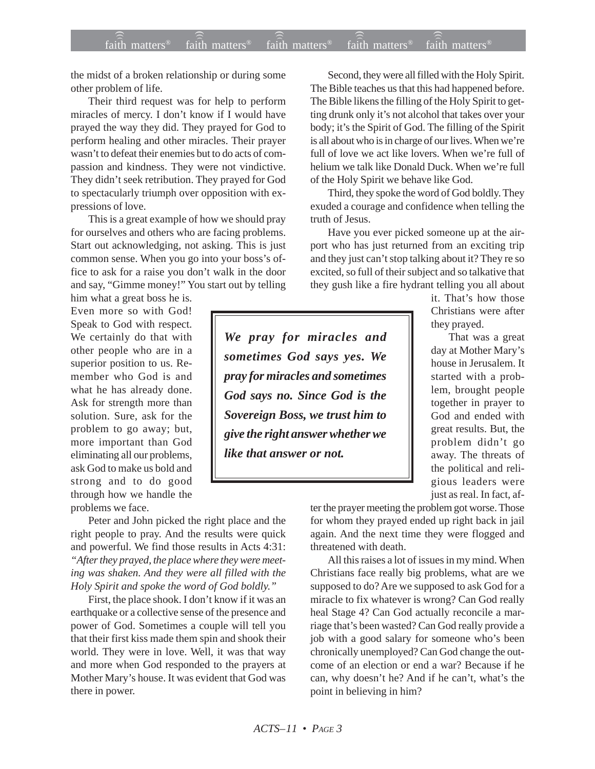the midst of a broken relationship or during some other problem of life.

Their third request was for help to perform miracles of mercy. I don't know if I would have prayed the way they did. They prayed for God to perform healing and other miracles. Their prayer wasn't to defeat their enemies but to do acts of compassion and kindness. They were not vindictive. They didn't seek retribution. They prayed for God to spectacularly triumph over opposition with expressions of love.

This is a great example of how we should pray for ourselves and others who are facing problems. Start out acknowledging, not asking. This is just common sense. When you go into your boss's office to ask for a raise you don't walk in the door and say, "Gimme money!" You start out by telling him what a great boss he is. Even more so with God! Speak to God with respect. We certainly do that with other people who are in a superior position to us. Remember who God is and what he has already done. Ask for strength more than solution. Sure, ask for the problem to go away; but, more important than God eliminating all our problems, ask God to make us bold and strong and to do good through how we handle the problems we face.

> ***We pray for miracles and sometimes God says yes. We pray for miracles and sometimes God says no. Since God is the Sovereign Boss, we trust him to give the right answer whether we like that answer or not.***

Peter and John picked the right place and the right people to pray. And the results were quick and powerful. We find those results in Acts 4:31: *"After they prayed, the place where they were meeting was shaken. And they were all filled with the Holy Spirit and spoke the word of God boldly."*

First, the place shook. I don't know if it was an earthquake or a collective sense of the presence and power of God. Sometimes a couple will tell you that their first kiss made them spin and shook their world. They were in love. Well, it was that way and more when God responded to the prayers at Mother Mary's house. It was evident that God was there in power.

Second, they were all filled with the Holy Spirit. The Bible teaches us that this had happened before. The Bible likens the filling of the Holy Spirit to getting drunk only it's not alcohol that takes over your body; it's the Spirit of God. The filling of the Spirit is all about who is in charge of our lives. When we're full of love we act like lovers. When we're full of helium we talk like Donald Duck. When we're full of the Holy Spirit we behave like God.

Third, they spoke the word of God boldly. They exuded a courage and confidence when telling the truth of Jesus.

Have you ever picked someone up at the airport who has just returned from an exciting trip and they just can't stop talking about it? They re so excited, so full of their subject and so talkative that they gush like a fire hydrant telling you all about it. That's how those Christians were after they prayed.

That was a great day at Mother Mary's house in Jerusalem. It started with a problem, brought people together in prayer to God and ended with great results. But, the problem didn't go away. The threats of the political and religious leaders were just as real. In fact, after the prayer meeting the problem got worse. Those for whom they prayed ended up right back in jail again. And the next time they were flogged and threatened with death.

All this raises a lot of issues in my mind. When Christians face really big problems, what are we supposed to do? Are we supposed to ask God for a miracle to fix whatever is wrong? Can God really heal Stage 4? Can God actually reconcile a marriage that's been wasted? Can God really provide a job with a good salary for someone who's been chronically unemployed? Can God change the outcome of an election or end a war? Because if he can, why doesn't he? And if he can't, what's the point in believing in him?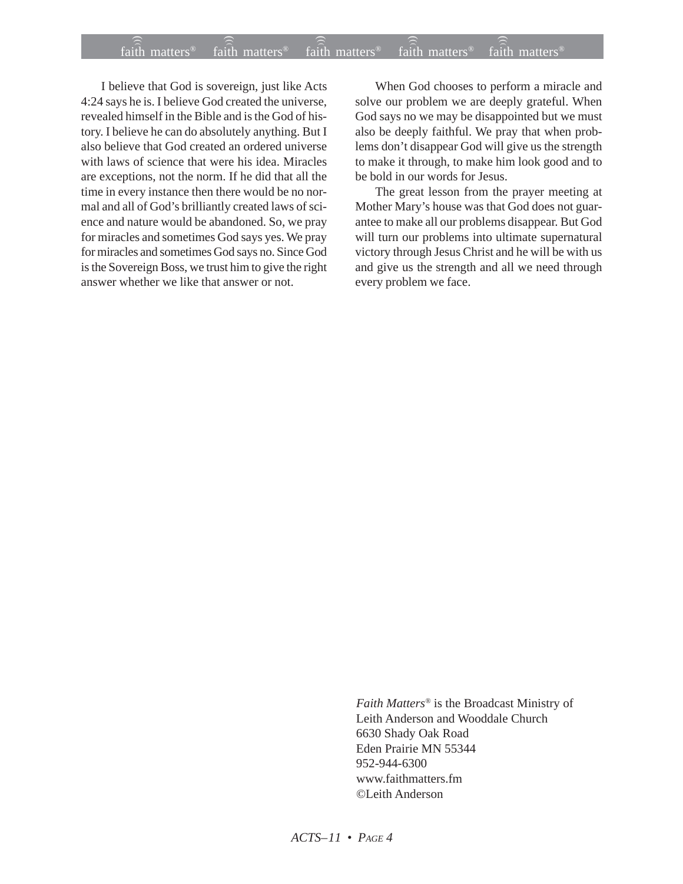I believe that God is sovereign, just like Acts 4:24 says he is. I believe God created the universe, revealed himself in the Bible and is the God of history. I believe he can do absolutely anything. But I also believe that God created an ordered universe with laws of science that were his idea. Miracles are exceptions, not the norm. If he did that all the time in every instance then there would be no normal and all of God's brilliantly created laws of science and nature would be abandoned. So, we pray for miracles and sometimes God says yes. We pray for miracles and sometimes God says no. Since God is the Sovereign Boss, we trust him to give the right answer whether we like that answer or not.

When God chooses to perform a miracle and solve our problem we are deeply grateful. When God says no we may be disappointed but we must also be deeply faithful. We pray that when problems don't disappear God will give us the strength to make it through, to make him look good and to be bold in our words for Jesus.

The great lesson from the prayer meeting at Mother Mary's house was that God does not guarantee to make all our problems disappear. But God will turn our problems into ultimate supernatural victory through Jesus Christ and he will be with us and give us the strength and all we need through every problem we face.

*Faith Matters®* is the Broadcast Ministry of
Leith Anderson and Wooddale Church
6630 Shady Oak Road
Eden Prairie MN 55344
952-944-6300
www.faithmatters.fm
©Leith Anderson